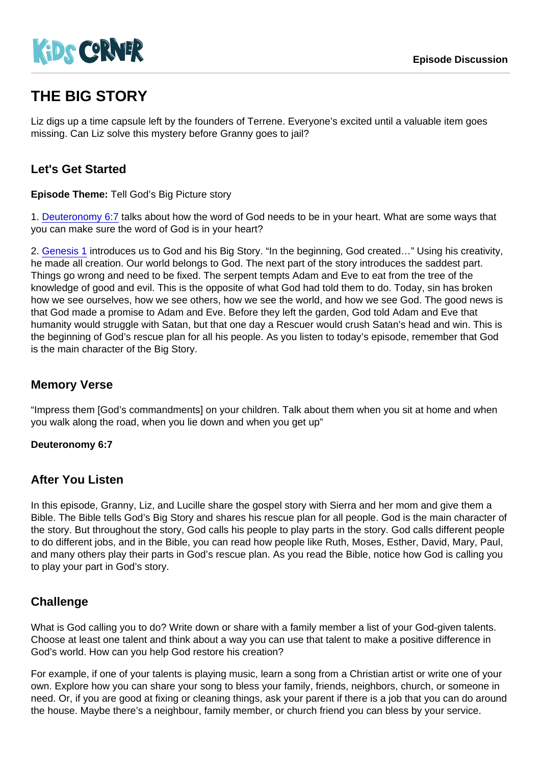# THE BIG STORY

Liz digs up a time capsule left by the founders of Terrene. Everyone's excited until a valuable item goes missing. Can Liz solve this mystery before Granny goes to jail?

## Let's Get Started

**Episode Theme:** Tell God's Big Picture story

1. Deuteronomy 6:7 talks about how the word of God needs to be in your heart. What are some ways that you can make sure the word of God is in your heart?

2. Genesis 1 introduces us to God and his Big Story. "In the beginning, God created…" Using his creativity, he made all creation. Our world belongs to God. The next part of the story introduces the saddest part. Things go wrong and need to be fixed. The serpent tempts Adam and Eve to eat from the tree of the knowledge of good and evil. This is the opposite of what God had told them to do. Today, sin has broken how we see ourselves, how we see others, how we see the world, and how we see God. The good news is that God made a promise to Adam and Eve. Before they left the garden, God told Adam and Eve that humanity would struggle with Satan, but that one day a Rescuer would crush Satan's head and win. This is the beginning of God's rescue plan for all his people. As you listen to today's episode, remember that God is the main character of the Big Story.

## Memory Verse

"Impress them [God's commandments] on your children. Talk about them when you sit at home and when you walk along the road, when you lie down and when you get up"

**Deuteronomy 6:7**

## After You Listen

In this episode, Granny, Liz, and Lucille share the gospel story with Sierra and her mom and give them a Bible. The Bible tells God's Big Story and shares his rescue plan for all people. God is the main character of the story. But throughout the story, God calls his people to play parts in the story. God calls different people to do different jobs, and in the Bible, you can read how people like Ruth, Moses, Esther, David, Mary, Paul, and many others play their parts in God's rescue plan. As you read the Bible, notice how God is calling you to play your part in God's story.

## Challenge

What is God calling you to do? Write down or share with a family member a list of your God-given talents. Choose at least one talent and think about a way you can use that talent to make a positive difference in God's world. How can you help God restore his creation?

For example, if one of your talents is playing music, learn a song from a Christian artist or write one of your own. Explore how you can share your song to bless your family, friends, neighbors, church, or someone in need. Or, if you are good at fixing or cleaning things, ask your parent if there is a job that you can do around the house. Maybe there's a neighbour, family member, or church friend you can bless by your service.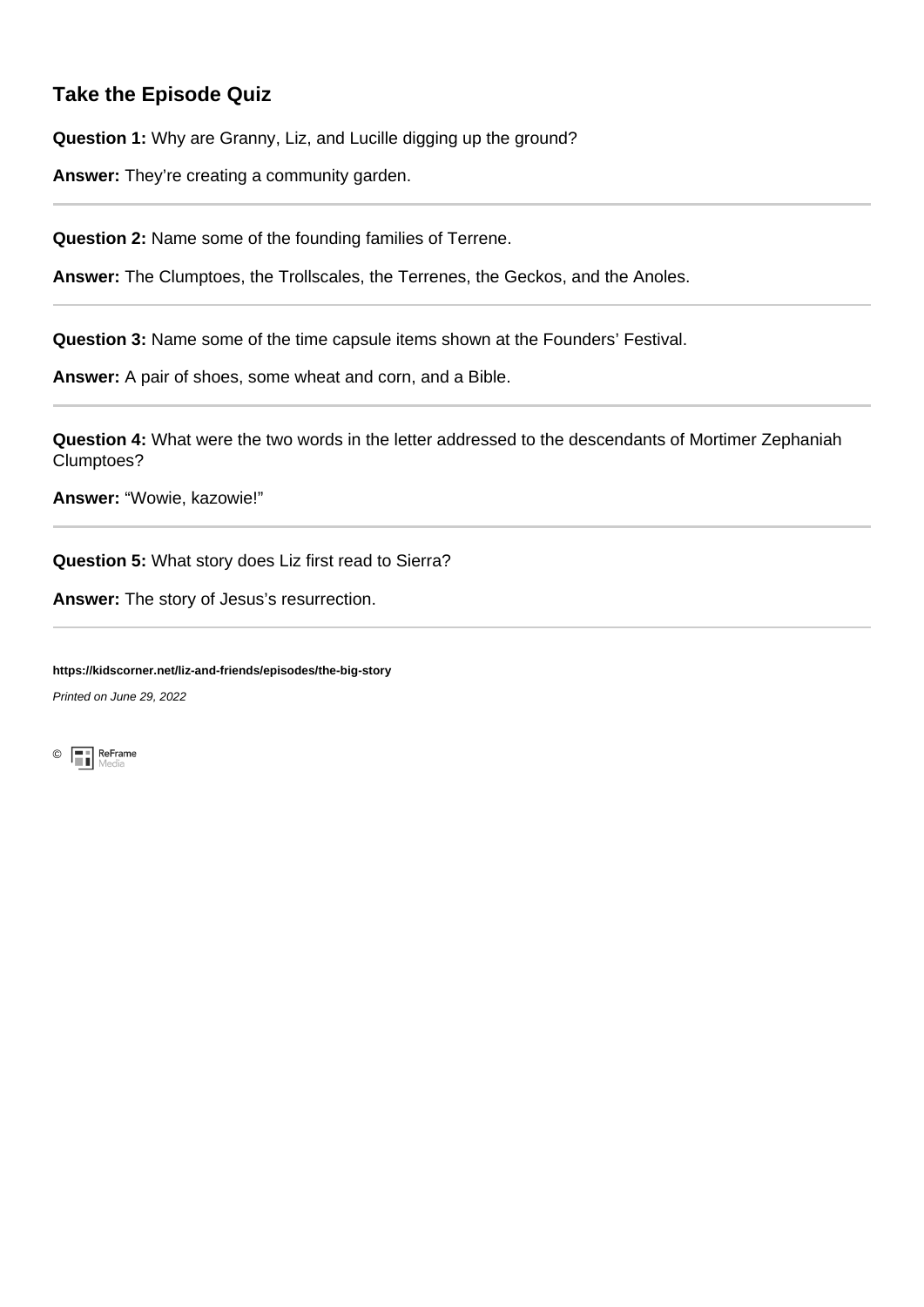## Take the Episode Quiz

**Question 1:** Why are Granny, Liz, and Lucille digging up the ground?

**Answer:** They're creating a community garden.

---

**Question 2:** Name some of the founding families of Terrene.

**Answer:** The Clumptoes, the Trollscales, the Terrenes, the Geckos, and the Anoles.

---

**Question 3:** Name some of the time capsule items shown at the Founders' Festival.

**Answer:** A pair of shoes, some wheat and corn, and a Bible.

---

**Question 4:** What were the two words in the letter addressed to the descendants of Mortimer Zephaniah Clumptoes?

**Answer:** "Wowie, kazowie!"

---

**Question 5:** What story does Liz first read to Sierra?

**Answer:** The story of Jesus's resurrection.

---

**https://kidscorner.net/liz-and-friends/episodes/the-big-story**

*Printed on June 29, 2022*

© ReFrame Media